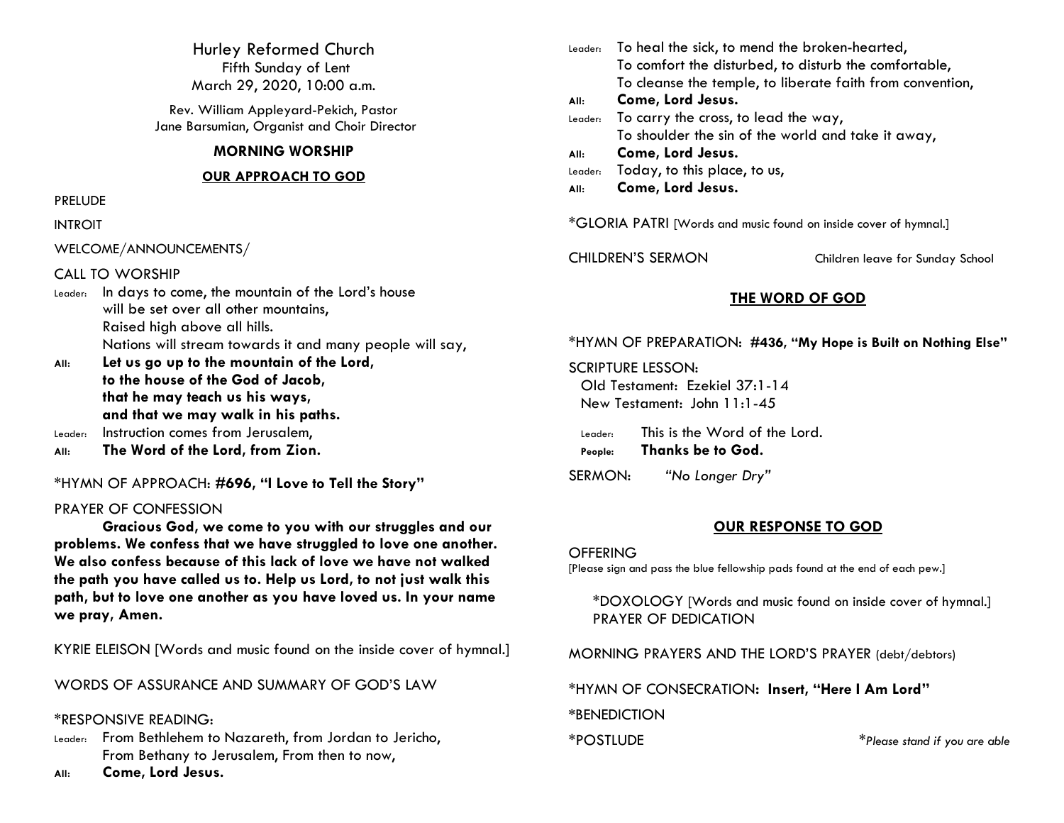# Hurley Reformed Church

Fifth Sunday of Lent
March 29, 2020, 10:00 a.m.

Rev. William Appleyard-Pekich, Pastor
Jane Barsumian, Organist and Choir Director

## MORNING WORSHIP

### OUR APPROACH TO GOD

PRELUDE

INTROIT

WELCOME/ANNOUNCEMENTS/

CALL TO WORSHIP

Leader: In days to come, the mountain of the Lord's house
will be set over all other mountains,
Raised high above all hills.
Nations will stream towards it and many people will say,

All: **Let us go up to the mountain of the Lord,**
**to the house of the God of Jacob,**
**that he may teach us his ways,**
**and that we may walk in his paths.**

Leader: Instruction comes from Jerusalem,

All: **The Word of the Lord, from Zion.**

*HYMN OF APPROACH: **#696, "I Love to Tell the Story"**

PRAYER OF CONFESSION

**Gracious God, we come to you with our struggles and our problems. We confess that we have struggled to love one another. We also confess because of this lack of love we have not walked the path you have called us to. Help us Lord, to not just walk this path, but to love one another as you have loved us. In your name we pray, Amen.**

KYRIE ELEISON [Words and music found on the inside cover of hymnal.]

WORDS OF ASSURANCE AND SUMMARY OF GOD'S LAW

*RESPONSIVE READING:

Leader: From Bethlehem to Nazareth, from Jordan to Jericho,
From Bethany to Jerusalem, From then to now,

All: **Come, Lord Jesus.**

Leader: To heal the sick, to mend the broken-hearted,
To comfort the disturbed, to disturb the comfortable,
To cleanse the temple, to liberate faith from convention,

All: **Come, Lord Jesus.**

Leader: To carry the cross, to lead the way,
To shoulder the sin of the world and take it away,

All: **Come, Lord Jesus.**

Leader: Today, to this place, to us,

All: **Come, Lord Jesus.**

*GLORIA PATRI [Words and music found on inside cover of hymnal.]

CHILDREN'S SERMON — Children leave for Sunday School

### THE WORD OF GOD

*HYMN OF PREPARATION: **#436, "My Hope is Built on Nothing Else"**

SCRIPTURE LESSON:
Old Testament: Ezekiel 37:1-14
New Testament: John 11:1-45

Leader: This is the Word of the Lord.

People: **Thanks be to God.**

SERMON: *"No Longer Dry"*

### OUR RESPONSE TO GOD

OFFERING
[Please sign and pass the blue fellowship pads found at the end of each pew.]

*DOXOLOGY [Words and music found on inside cover of hymnal.]
PRAYER OF DEDICATION

MORNING PRAYERS AND THE LORD'S PRAYER (debt/debtors)

*HYMN OF CONSECRATION: **Insert, "Here I Am Lord"**

*BENEDICTION

*POSTLUDE

**Please stand if you are able*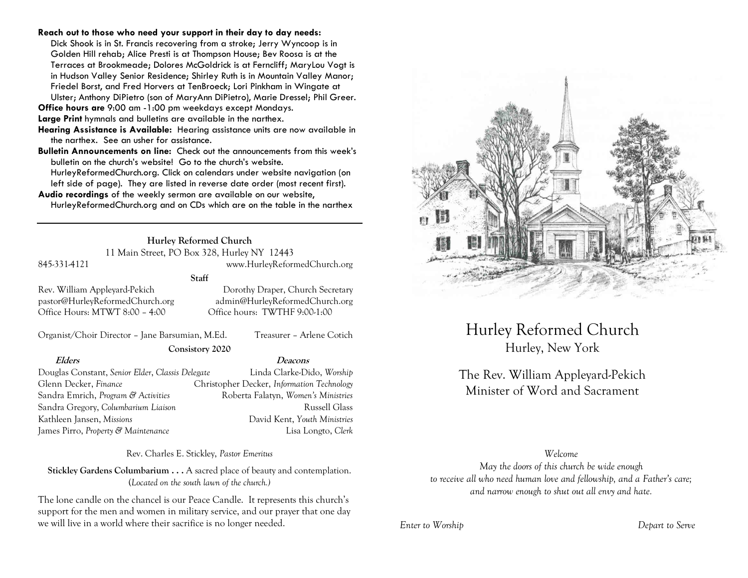**Reach out to those who need your support in their day to day needs:** Dick Shook is in St. Francis recovering from a stroke; Jerry Wyncoop is in Golden Hill rehab; Alice Presti is at Thompson House; Bev Roosa is at the Terraces at Brookmeade; Dolores McGoldrick is at Ferncliff; MaryLou Vogt is in Hudson Valley Senior Residence; Shirley Ruth is in Mountain Valley Manor; Friedel Borst, and Fred Horvers at TenBroeck; Lori Pinkham in Wingate at Ulster; Anthony DiPietro (son of MaryAnn DiPietro), Marie Dressel; Phil Greer.

**Office hours are** 9:00 am -1:00 pm weekdays except Mondays.

**Large Print** hymnals and bulletins are available in the narthex.

**Hearing Assistance is Available:** Hearing assistance units are now available in the narthex. See an usher for assistance.

**Bulletin Announcements on line:** Check out the announcements from this week's bulletin on the church's website! Go to the church's website. HurleyReformedChurch.org. Click on calendars under website navigation (on left side of page). They are listed in reverse date order (most recent first).

**Audio recordings** of the weekly sermon are available on our website, HurleyReformedChurch.org and on CDs which are on the table in the narthex

---

**Hurley Reformed Church**

11 Main Street, PO Box 328, Hurley NY 12443

845-331-4121 www.HurleyReformedChurch.org

**Staff**

Rev. William Appleyard-Pekich
pastor@HurleyReformedChurch.org
Office Hours: MTWT 8:00 – 4:00

Dorothy Draper, Church Secretary
admin@HurleyReformedChurch.org
Office hours: TWTHF 9:00-1:00

Organist/Choir Director – Jane Barsumian, M.Ed.

Treasurer – Arlene Cotich

**Consistory 2020**

| *Elders* | *Deacons* |
|---|---|
| Douglas Constant, *Senior Elder, Classis Delegate* | Linda Clarke-Dido, *Worship* |
| Glenn Decker, *Finance* | Christopher Decker, *Information Technology* |
| Sandra Emrich, *Program & Activities* | Roberta Falatyn, *Women's Ministries* |
| Sandra Gregory, *Columbarium Liaison* | Russell Glass |
| Kathleen Jansen, *Missions* | David Kent, *Youth Ministries* |
| James Pirro, *Property & Maintenance* | Lisa Longto, *Clerk* |

Rev. Charles E. Stickley, *Pastor Emeritus*

**Stickley Gardens Columbarium . . .** A sacred place of beauty and contemplation. (*Located on the south lawn of the church.*)

The lone candle on the chancel is our Peace Candle. It represents this church's support for the men and women in military service, and our prayer that one day we will live in a world where their sacrifice is no longer needed.

# Hurley Reformed Church

Hurley, New York

The Rev. William Appleyard-Pekich
Minister of Word and Sacrament

*Welcome*

*May the doors of this church be wide enough to receive all who need human love and fellowship, and a Father's care; and narrow enough to shut out all envy and hate.*

*Enter to Worship* *Depart to Serve*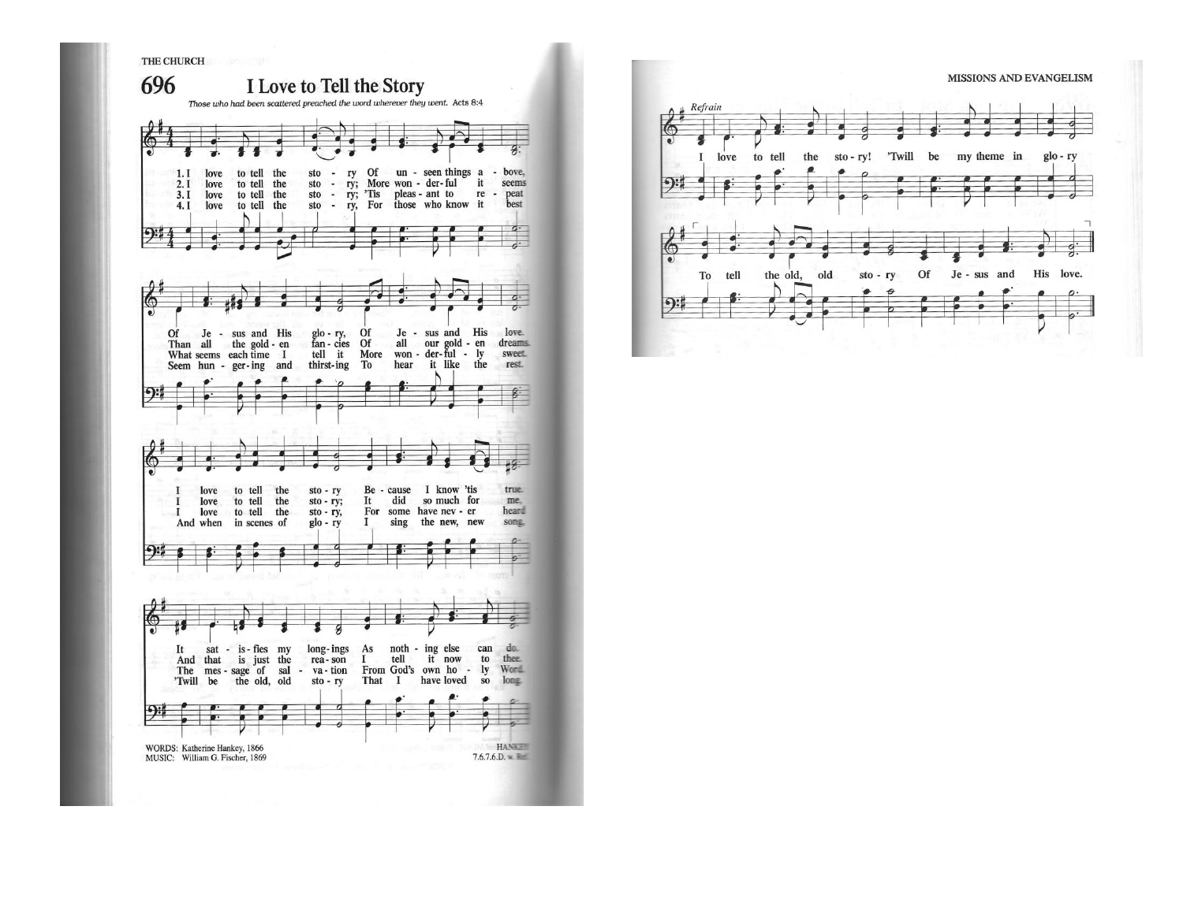## 696 I Love to Tell the Story

*Those who had been scattered preached the word wherever they went.* Acts 8:4

1. I love to tell the story Of unseen things above,
Of Jesus and His glory, Of Jesus and His love.
I love to tell the story Because I know 'tis true.
It satisfies my longings As nothing else can do.

2. I love to tell the story; More wonderful it seems
Than all the golden fancies Of all our golden dreams.
I love to tell the story; It did so much for me.
And that is just the reason I tell it now to thee.

3. I love to tell the story; 'Tis pleasant to repeat
What seems each time I tell it More wonderfully sweet.
I love to tell the story, For some have never heard
The message of salvation From God's own holy Word.

4. I love to tell the story, For those who know it best
Seem hungering and thirsting To hear it like the rest.
And when in scenes of glory I sing the new, new song,
'Twill be the old, old story That I have loved so long.

*Refrain*

I love to tell the story! 'Twill be my theme in glory
To tell the old, old story Of Jesus and His love.

WORDS: Katherine Hankey, 1866
MUSIC: William G. Fischer, 1869

HANKEY
7.6.7.6.D. w. Ref.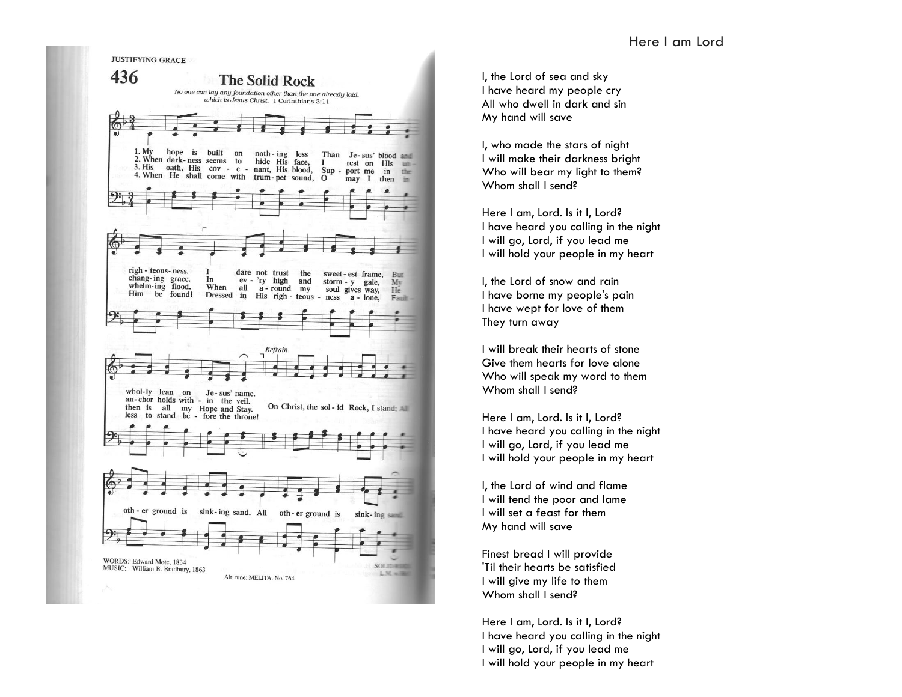JUSTIFYING GRACE

## 436 The Solid Rock

*No one can lay any foundation other than the one already laid, which is Jesus Christ.* 1 Corinthians 3:11

1. My hope is built on nothing less
Than Jesus' blood and righteousness.
I dare not trust the sweetest frame,
But wholly lean on Jesus' name.

2. When darkness seems to hide His face,
I rest on His unchanging grace.
In every high and stormy gale,
My anchor holds within the veil.

3. His oath, His covenant, His blood,
Support me in the whelming flood.
When all around my soul gives way,
He then is all my Hope and Stay.

4. When He shall come with trumpet sound,
O may I then in Him be found!
Dressed in His righteousness alone,
Faultless to stand before the throne!

*Refrain*
On Christ, the solid Rock, I stand;
All other ground is sinking sand.
All other ground is sinking sand.

WORDS: Edward Mote, 1834
MUSIC: William B. Bradbury, 1863

Alt. tune: MELITA, No. 764

SOLID ROCK
L.M. with Refrain

## Here I am Lord

I, the Lord of sea and sky
I have heard my people cry
All who dwell in dark and sin
My hand will save

I, who made the stars of night
I will make their darkness bright
Who will bear my light to them?
Whom shall I send?

Here I am, Lord. Is it I, Lord?
I have heard you calling in the night
I will go, Lord, if you lead me
I will hold your people in my heart

I, the Lord of snow and rain
I have borne my people's pain
I have wept for love of them
They turn away

I will break their hearts of stone
Give them hearts for love alone
Who will speak my word to them
Whom shall I send?

Here I am, Lord. Is it I, Lord?
I have heard you calling in the night
I will go, Lord, if you lead me
I will hold your people in my heart

I, the Lord of wind and flame
I will tend the poor and lame
I will set a feast for them
My hand will save

Finest bread I will provide
'Til their hearts be satisfied
I will give my life to them
Whom shall I send?

Here I am, Lord. Is it I, Lord?
I have heard you calling in the night
I will go, Lord, if you lead me
I will hold your people in my heart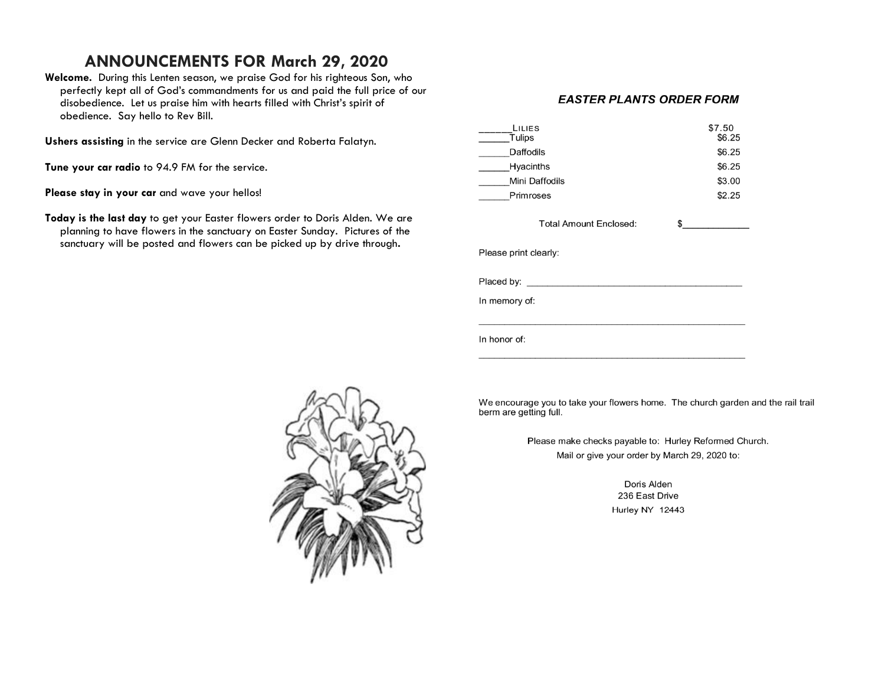# ANNOUNCEMENTS FOR March 29, 2020

**Welcome.** During this Lenten season, we praise God for his righteous Son, who perfectly kept all of God's commandments for us and paid the full price of our disobedience. Let us praise him with hearts filled with Christ's spirit of obedience. Say hello to Rev Bill.

**Ushers assisting** in the service are Glenn Decker and Roberta Falatyn.

**Tune your car radio** to 94.9 FM for the service.

**Please stay in your car** and wave your hellos!

**Today is the last day** to get your Easter flowers order to Doris Alden. We are planning to have flowers in the sanctuary on Easter Sunday. Pictures of the sanctuary will be posted and flowers can be picked up by drive through.

## *EASTER PLANTS ORDER FORM*

| | |
|---|---|
| ______Lilies | $7.50 |
| ______Tulips | $6.25 |
| ______Daffodils | $6.25 |
| ______Hyacinths | $6.25 |
| ______Mini Daffodils | $3.00 |
| ______Primroses | $2.25 |

Total Amount Enclosed: $____________

Please print clearly:

Placed by: ________________________________________

In memory of:

____________________________________________________

In honor of:

____________________________________________________

We encourage you to take your flowers home. The church garden and the rail trail berm are getting full.

Please make checks payable to: Hurley Reformed Church.

Mail or give your order by March 29, 2020 to:

Doris Alden
236 East Drive
Hurley NY 12443